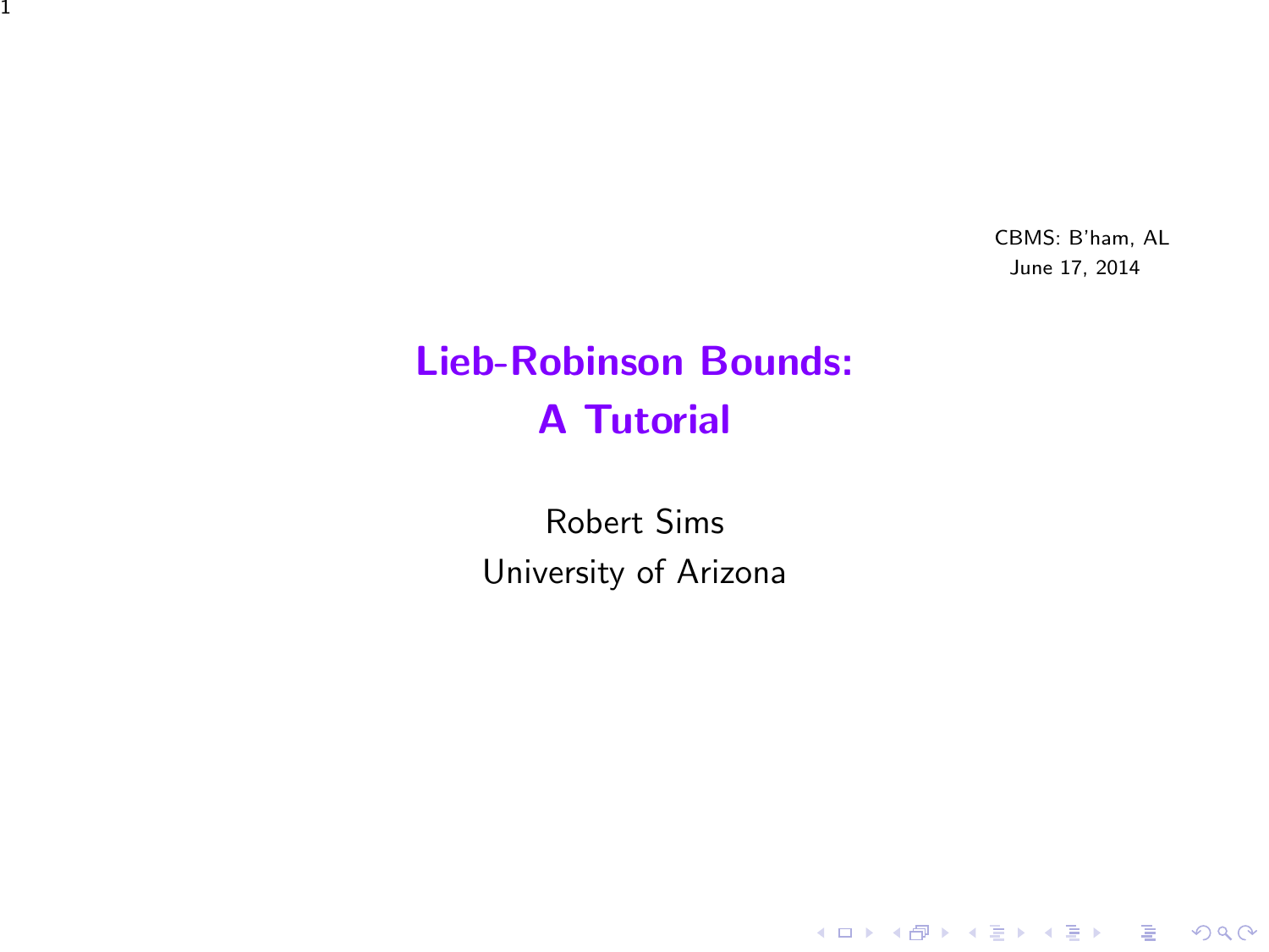CBMS: B'ham, AL
June 17, 2014

# Lieb-Robinson Bounds: A Tutorial

Robert Sims
University of Arizona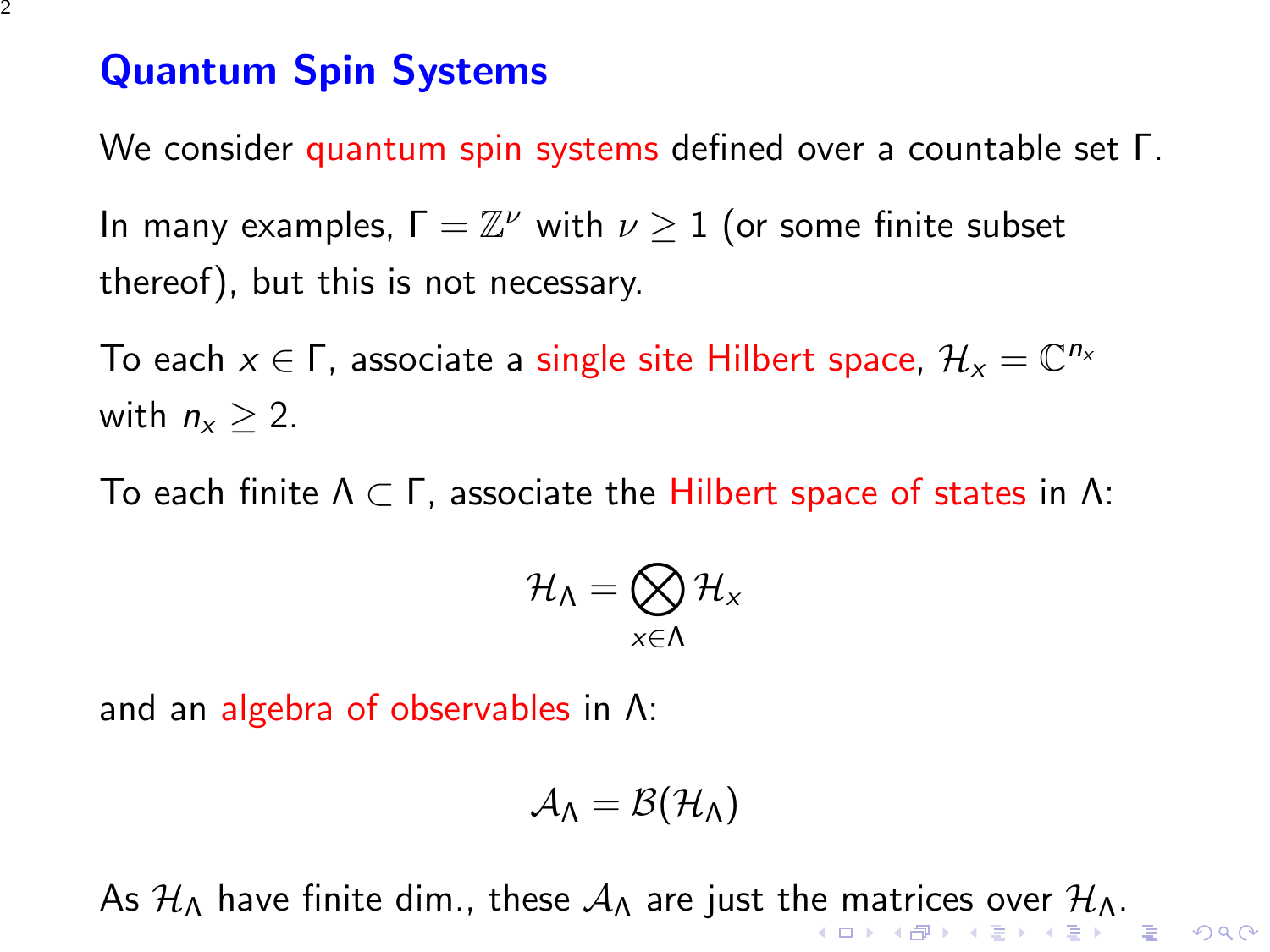# Quantum Spin Systems

We consider quantum spin systems defined over a countable set $\Gamma$.

In many examples, $\Gamma = \mathbb{Z}^\nu$ with $\nu \geq 1$ (or some finite subset thereof), but this is not necessary.

To each $x \in \Gamma$, associate a single site Hilbert space, $\mathcal{H}_x = \mathbb{C}^{n_x}$ with $n_x \geq 2$.

To each finite $\Lambda \subset \Gamma$, associate the Hilbert space of states in $\Lambda$:

$$\mathcal{H}_\Lambda = \bigotimes_{x \in \Lambda} \mathcal{H}_x$$

and an algebra of observables in $\Lambda$:

$$\mathcal{A}_\Lambda = \mathcal{B}(\mathcal{H}_\Lambda)$$

As $\mathcal{H}_\Lambda$ have finite dim., these $\mathcal{A}_\Lambda$ are just the matrices over $\mathcal{H}_\Lambda$.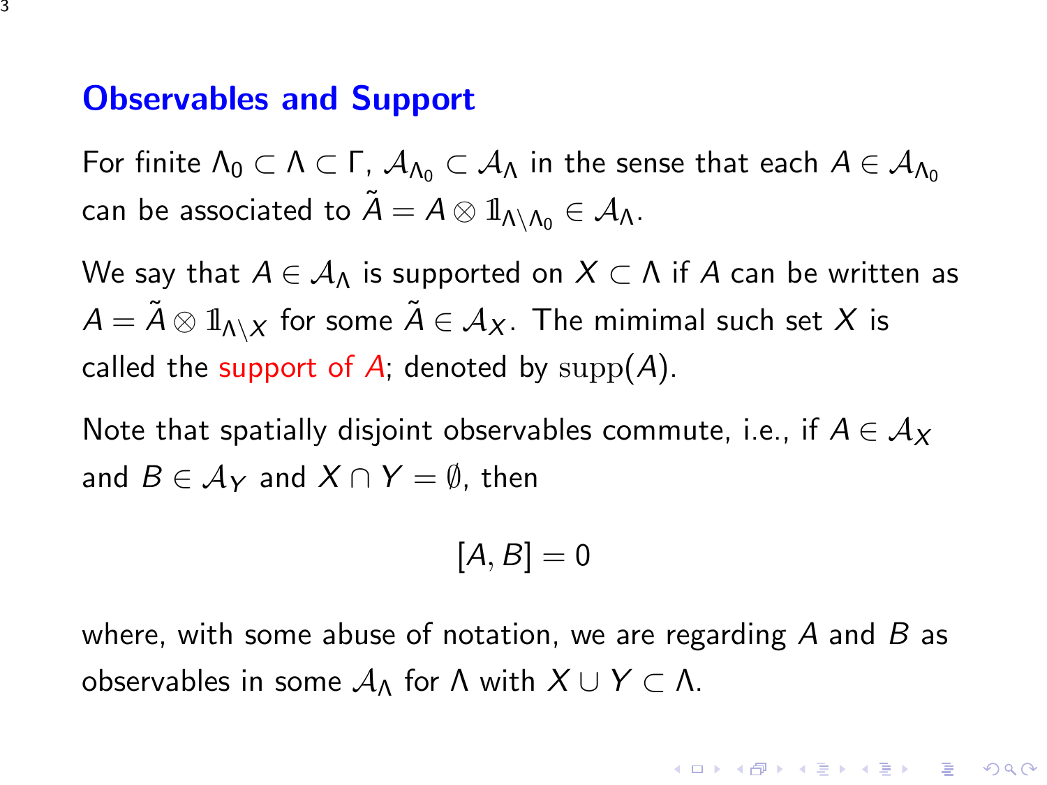## Observables and Support

For finite $\Lambda_0 \subset \Lambda \subset \Gamma$, $\mathcal{A}_{\Lambda_0} \subset \mathcal{A}_\Lambda$ in the sense that each $A \in \mathcal{A}_{\Lambda_0}$ can be associated to $\tilde{A} = A \otimes \mathbb{1}_{\Lambda \setminus \Lambda_0} \in \mathcal{A}_\Lambda$.

We say that $A \in \mathcal{A}_\Lambda$ is supported on $X \subset \Lambda$ if $A$ can be written as $A = \tilde{A} \otimes \mathbb{1}_{\Lambda \setminus X}$ for some $\tilde{A} \in \mathcal{A}_X$. The mimimal such set $X$ is called the support of $A$; denoted by $\mathrm{supp}(A)$.

Note that spatially disjoint observables commute, i.e., if $A \in \mathcal{A}_X$ and $B \in \mathcal{A}_Y$ and $X \cap Y = \emptyset$, then

$$[A, B] = 0$$

where, with some abuse of notation, we are regarding $A$ and $B$ as observables in some $\mathcal{A}_\Lambda$ for $\Lambda$ with $X \cup Y \subset \Lambda$.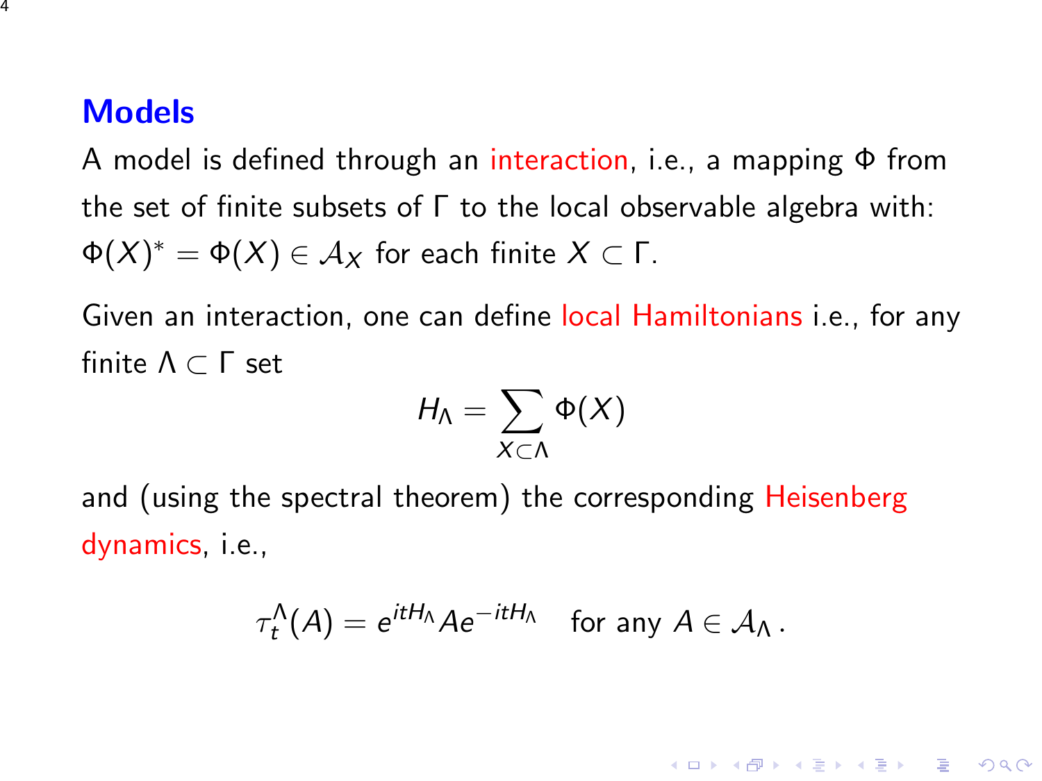## Models

A model is defined through an interaction, i.e., a mapping $\Phi$ from the set of finite subsets of $\Gamma$ to the local observable algebra with: $\Phi(X)^* = \Phi(X) \in \mathcal{A}_X$ for each finite $X \subset \Gamma$.

Given an interaction, one can define local Hamiltonians i.e., for any finite $\Lambda \subset \Gamma$ set

$$H_\Lambda = \sum_{X \subset \Lambda} \Phi(X)$$

and (using the spectral theorem) the corresponding Heisenberg dynamics, i.e.,

$$\tau_t^\Lambda(A) = e^{itH_\Lambda} A e^{-itH_\Lambda} \quad \text{for any } A \in \mathcal{A}_\Lambda \,.$$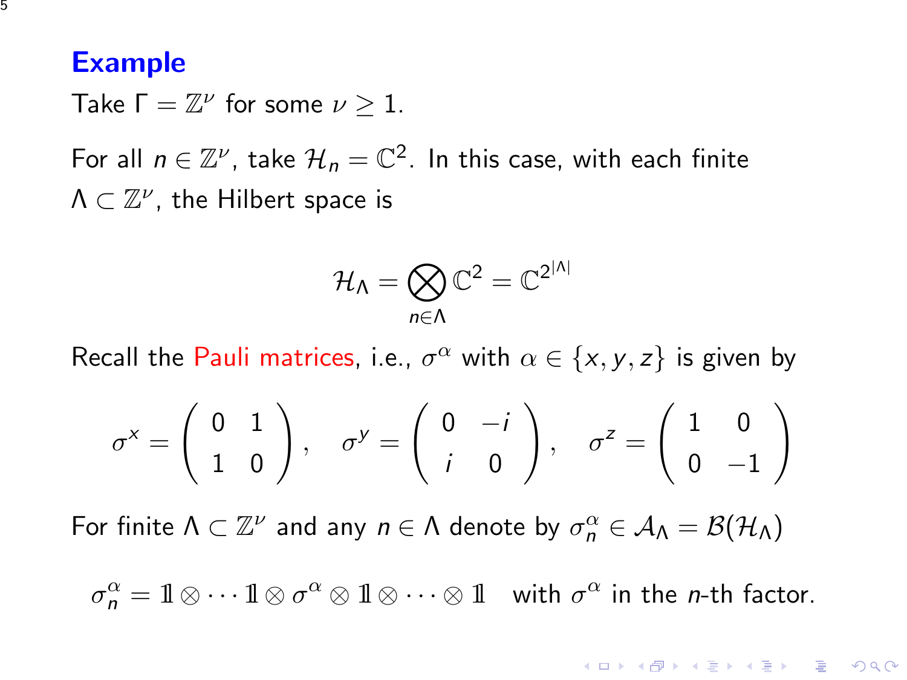## Example

Take $\Gamma = \mathbb{Z}^\nu$ for some $\nu \geq 1$.

For all $n \in \mathbb{Z}^\nu$, take $\mathcal{H}_n = \mathbb{C}^2$. In this case, with each finite $\Lambda \subset \mathbb{Z}^\nu$, the Hilbert space is

$$\mathcal{H}_\Lambda = \bigotimes_{n \in \Lambda} \mathbb{C}^2 = \mathbb{C}^{2^{|\Lambda|}}$$

Recall the Pauli matrices, i.e., $\sigma^\alpha$ with $\alpha \in \{x, y, z\}$ is given by

$$\sigma^x = \begin{pmatrix} 0 & 1 \\ 1 & 0 \end{pmatrix}, \quad \sigma^y = \begin{pmatrix} 0 & -i \\ i & 0 \end{pmatrix}, \quad \sigma^z = \begin{pmatrix} 1 & 0 \\ 0 & -1 \end{pmatrix}$$

For finite $\Lambda \subset \mathbb{Z}^\nu$ and any $n \in \Lambda$ denote by $\sigma_n^\alpha \in \mathcal{A}_\Lambda = \mathcal{B}(\mathcal{H}_\Lambda)$

$$\sigma_n^\alpha = \mathbb{1} \otimes \cdots \mathbb{1} \otimes \sigma^\alpha \otimes \mathbb{1} \otimes \cdots \otimes \mathbb{1} \quad \text{with } \sigma^\alpha \text{ in the } n\text{-th factor.}$$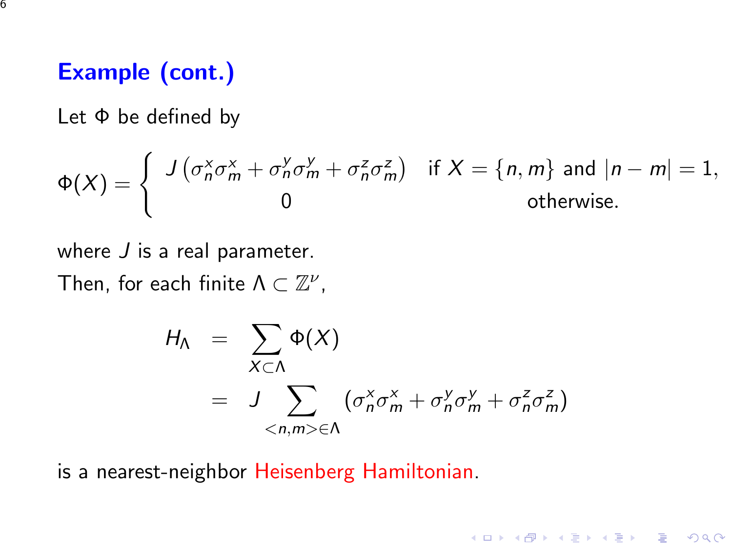## Example (cont.)

Let $\Phi$ be defined by

$$\Phi(X) = \begin{cases} J\left(\sigma_n^x \sigma_m^x + \sigma_n^y \sigma_m^y + \sigma_n^z \sigma_m^z\right) & \text{if } X = \{n, m\} \text{ and } |n-m| = 1, \\ 0 & \text{otherwise.} \end{cases}$$

where $J$ is a real parameter.

Then, for each finite $\Lambda \subset \mathbb{Z}^\nu$,

$$\begin{aligned} H_\Lambda &= \sum_{X \subset \Lambda} \Phi(X) \\ &= J \sum_{<n,m> \in \Lambda} \left(\sigma_n^x \sigma_m^x + \sigma_n^y \sigma_m^y + \sigma_n^z \sigma_m^z\right) \end{aligned}$$

is a nearest-neighbor Heisenberg Hamiltonian.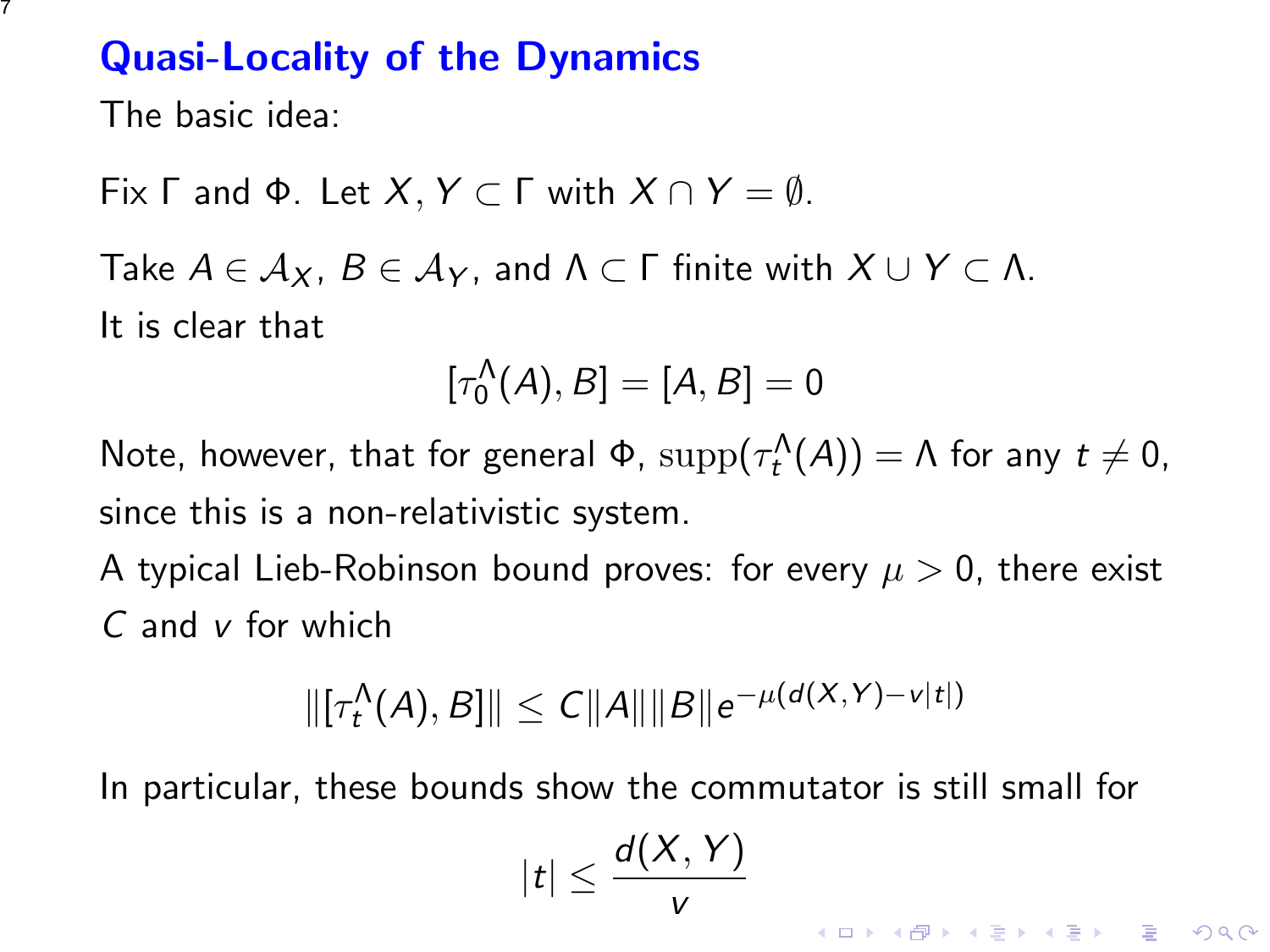## Quasi-Locality of the Dynamics

The basic idea:

Fix $\Gamma$ and $\Phi$. Let $X, Y \subset \Gamma$ with $X \cap Y = \emptyset$.

Take $A \in \mathcal{A}_X$, $B \in \mathcal{A}_Y$, and $\Lambda \subset \Gamma$ finite with $X \cup Y \subset \Lambda$.
It is clear that

$$[\tau_0^\Lambda(A), B] = [A, B] = 0$$

Note, however, that for general $\Phi$, $\mathrm{supp}(\tau_t^\Lambda(A)) = \Lambda$ for any $t \neq 0$, since this is a non-relativistic system.
A typical Lieb-Robinson bound proves: for every $\mu > 0$, there exist $C$ and $v$ for which

$$\|[\tau_t^\Lambda(A), B]\| \leq C\|A\|\|B\|e^{-\mu(d(X,Y)-v|t|)}$$

In particular, these bounds show the commutator is still small for

$$|t| \leq \frac{d(X, Y)}{v}$$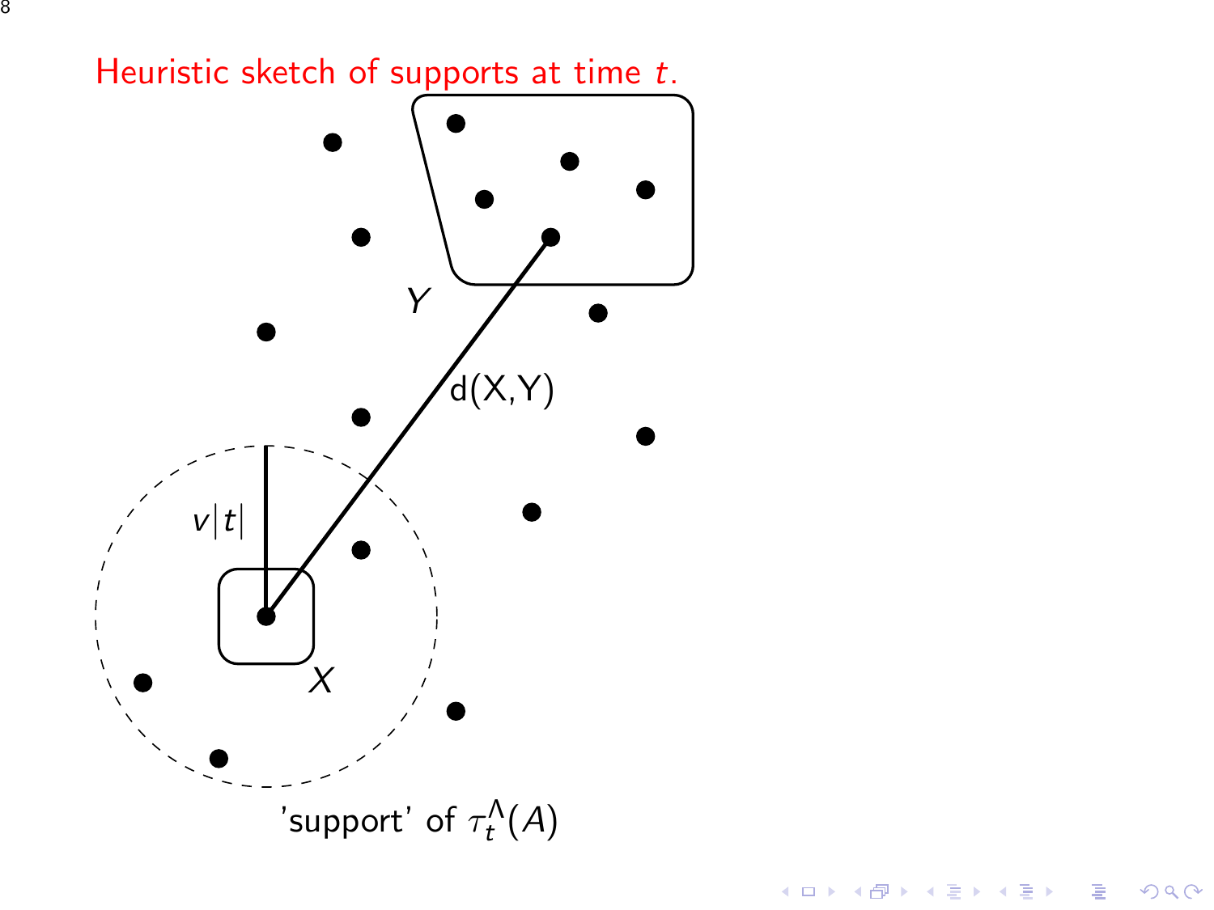# Heuristic sketch of supports at time $t$.

$Y$

d(X,Y)

$v|t|$

$X$

'support' of $\tau_t^\Lambda(A)$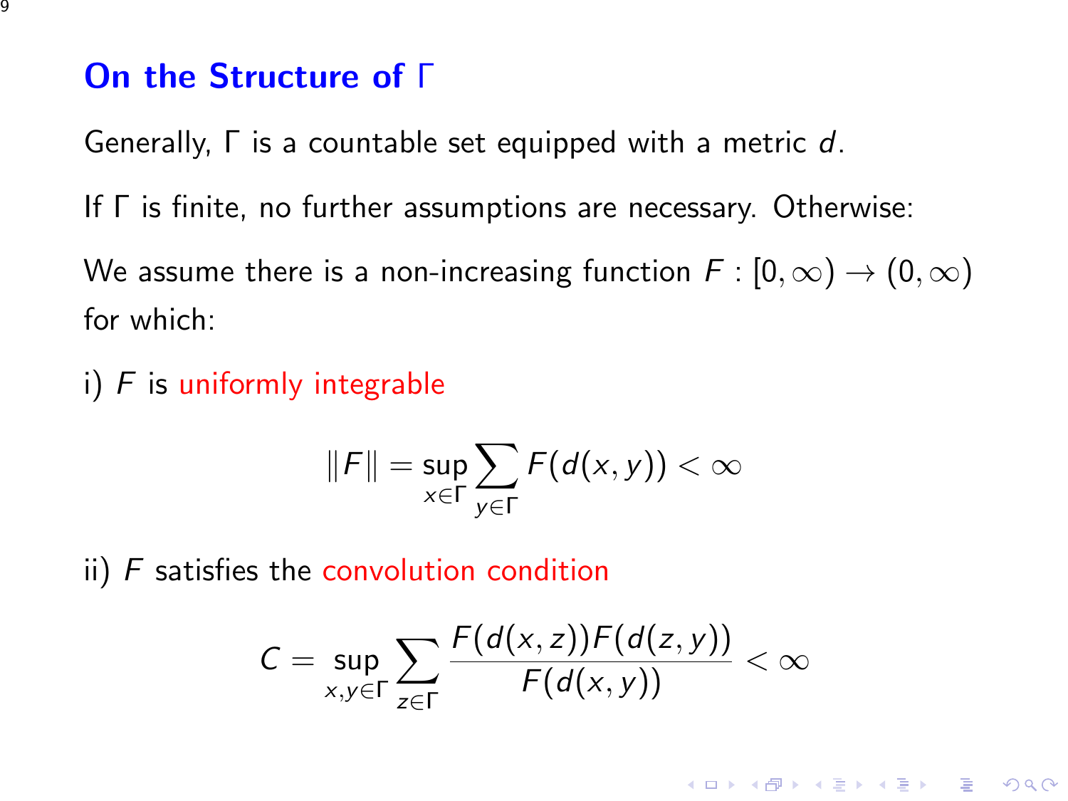## On the Structure of $\Gamma$

Generally, $\Gamma$ is a countable set equipped with a metric $d$.

If $\Gamma$ is finite, no further assumptions are necessary. Otherwise:

We assume there is a non-increasing function $F : [0, \infty) \to (0, \infty)$ for which:

i) $F$ is uniformly integrable

$$\|F\| = \sup_{x \in \Gamma} \sum_{y \in \Gamma} F(d(x, y)) < \infty$$

ii) $F$ satisfies the convolution condition

$$C = \sup_{x, y \in \Gamma} \sum_{z \in \Gamma} \frac{F(d(x, z))F(d(z, y))}{F(d(x, y))} < \infty$$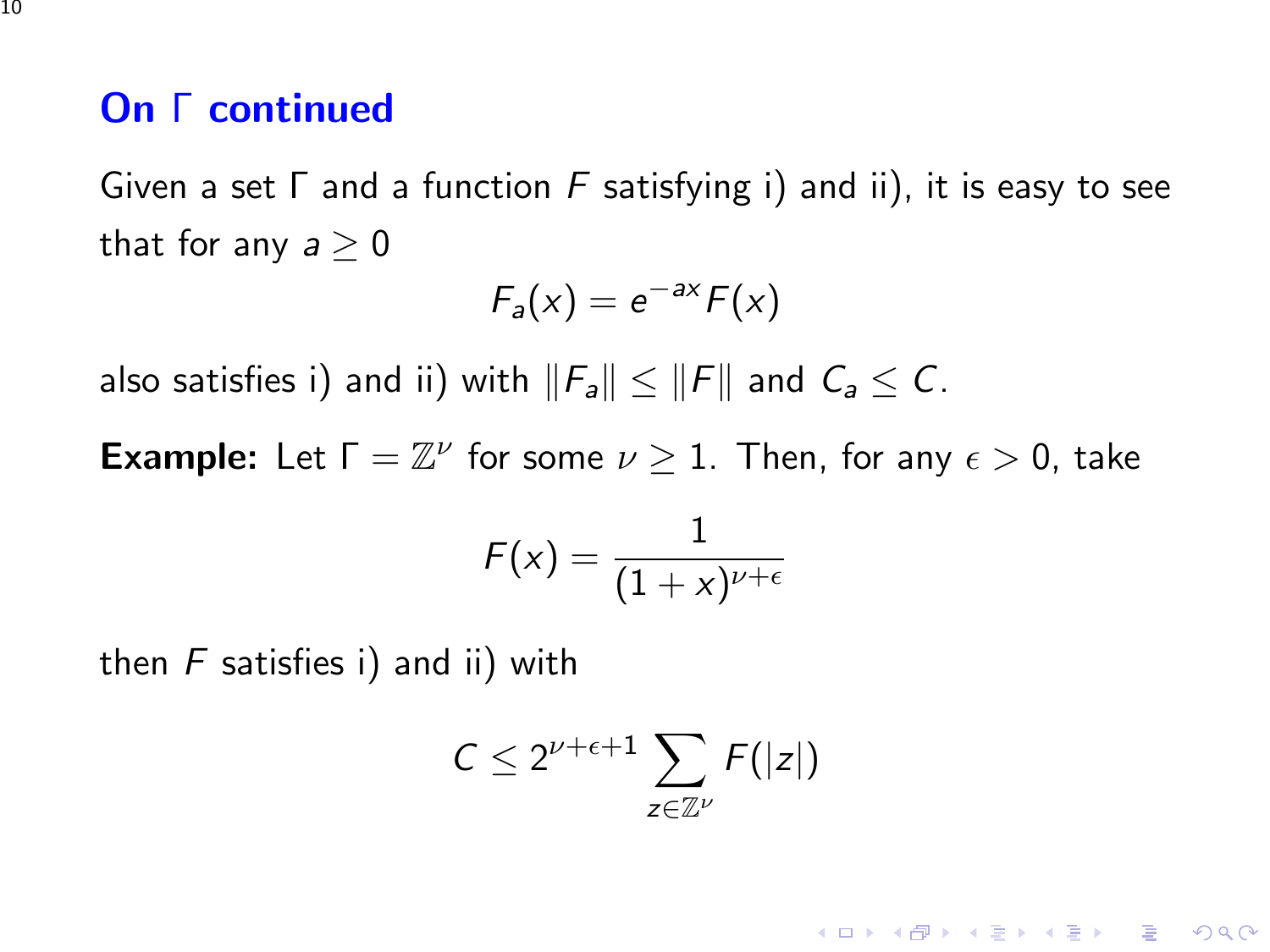## On $\Gamma$ continued

Given a set $\Gamma$ and a function $F$ satisfying i) and ii), it is easy to see that for any $a \geq 0$

$$F_a(x) = e^{-ax} F(x)$$

also satisfies i) and ii) with $\|F_a\| \leq \|F\|$ and $C_a \leq C$.

**Example:** Let $\Gamma = \mathbb{Z}^\nu$ for some $\nu \geq 1$. Then, for any $\epsilon > 0$, take

$$F(x) = \frac{1}{(1+x)^{\nu+\epsilon}}$$

then $F$ satisfies i) and ii) with

$$C \leq 2^{\nu+\epsilon+1} \sum_{z \in \mathbb{Z}^\nu} F(|z|)$$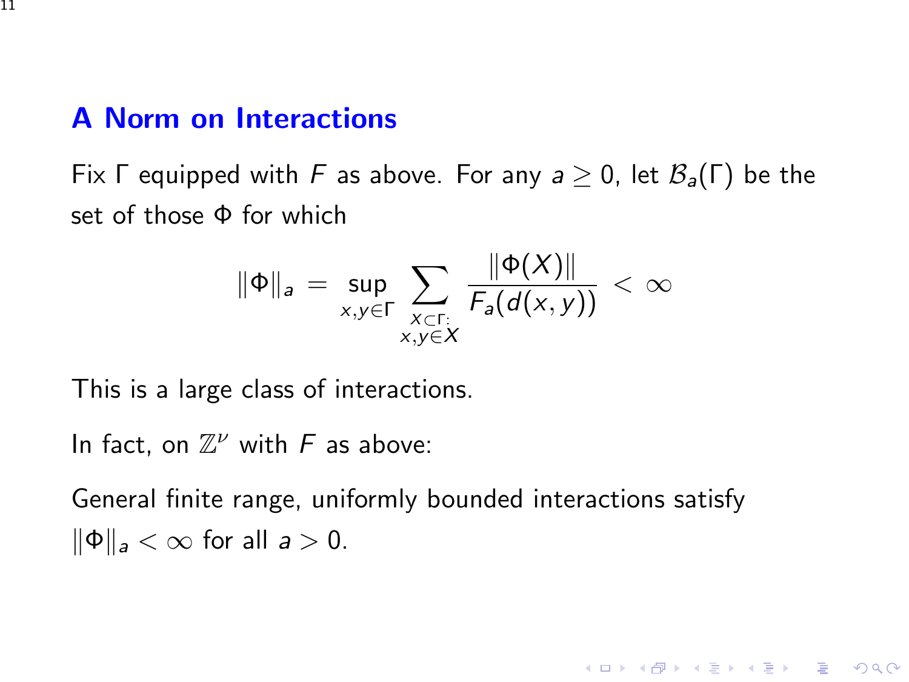## A Norm on Interactions

Fix $\Gamma$ equipped with $F$ as above. For any $a \geq 0$, let $\mathcal{B}_a(\Gamma)$ be the set of those $\Phi$ for which

$$\|\Phi\|_a = \sup_{x,y \in \Gamma} \sum_{\substack{X \subset \Gamma: \\ x,y \in X}} \frac{\|\Phi(X)\|}{F_a(d(x,y))} < \infty$$

This is a large class of interactions.

In fact, on $\mathbb{Z}^\nu$ with $F$ as above:

General finite range, uniformly bounded interactions satisfy $\|\Phi\|_a < \infty$ for all $a > 0$.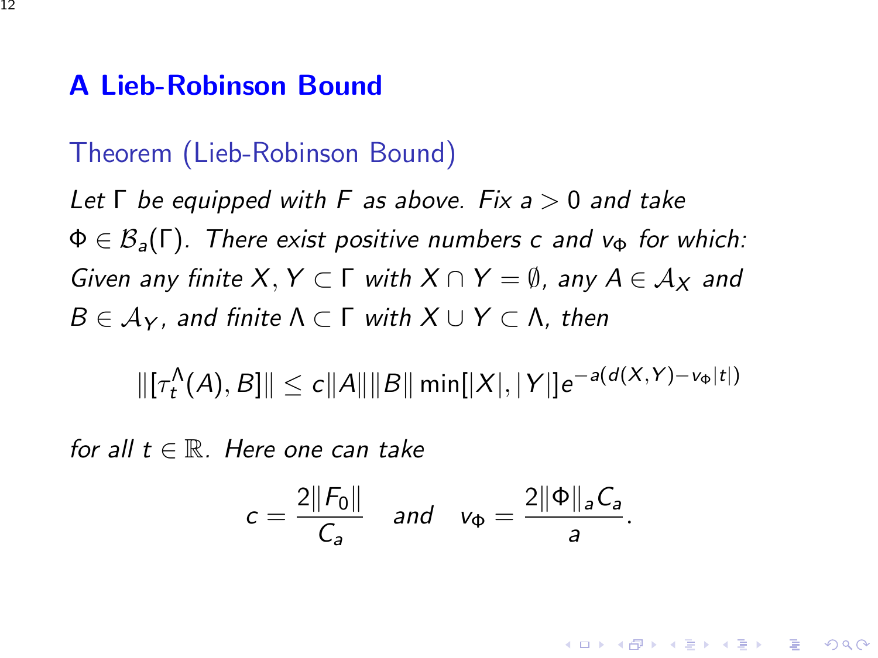## A Lieb-Robinson Bound

### Theorem (Lieb-Robinson Bound)

*Let $\Gamma$ be equipped with $F$ as above. Fix $a > 0$ and take $\Phi \in \mathcal{B}_a(\Gamma)$. There exist positive numbers $c$ and $v_\Phi$ for which: Given any finite $X, Y \subset \Gamma$ with $X \cap Y = \emptyset$, any $A \in \mathcal{A}_X$ and $B \in \mathcal{A}_Y$, and finite $\Lambda \subset \Gamma$ with $X \cup Y \subset \Lambda$, then*

$$\|[\tau_t^\Lambda(A), B]\| \leq c\|A\|\|B\| \min[|X|, |Y|] e^{-a(d(X,Y) - v_\Phi |t|)}$$

*for all $t \in \mathbb{R}$. Here one can take*

$$c = \frac{2\|F_0\|}{C_a} \quad \text{and} \quad v_\Phi = \frac{2\|\Phi\|_a C_a}{a}.$$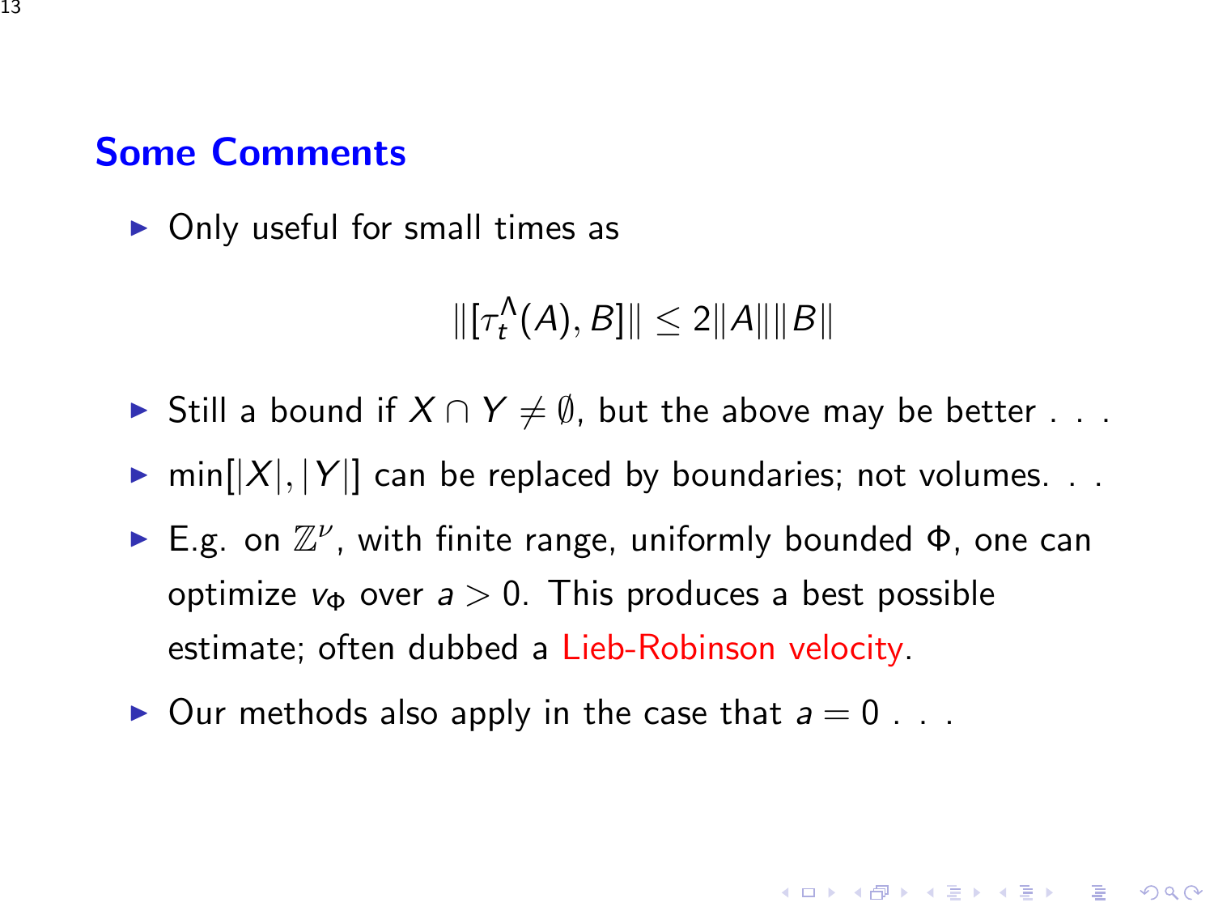## Some Comments

- Only useful for small times as

$$\|[\tau_t^{\Lambda}(A), B]\| \leq 2\|A\|\|B\|$$

- Still a bound if $X \cap Y \neq \emptyset$, but the above may be better . . .
- $\min[|X|, |Y|]$ can be replaced by boundaries; not volumes. . .
- E.g. on $\mathbb{Z}^{\nu}$, with finite range, uniformly bounded $\Phi$, one can optimize $v_{\Phi}$ over $a > 0$. This produces a best possible estimate; often dubbed a Lieb-Robinson velocity.
- Our methods also apply in the case that $a = 0$ . . .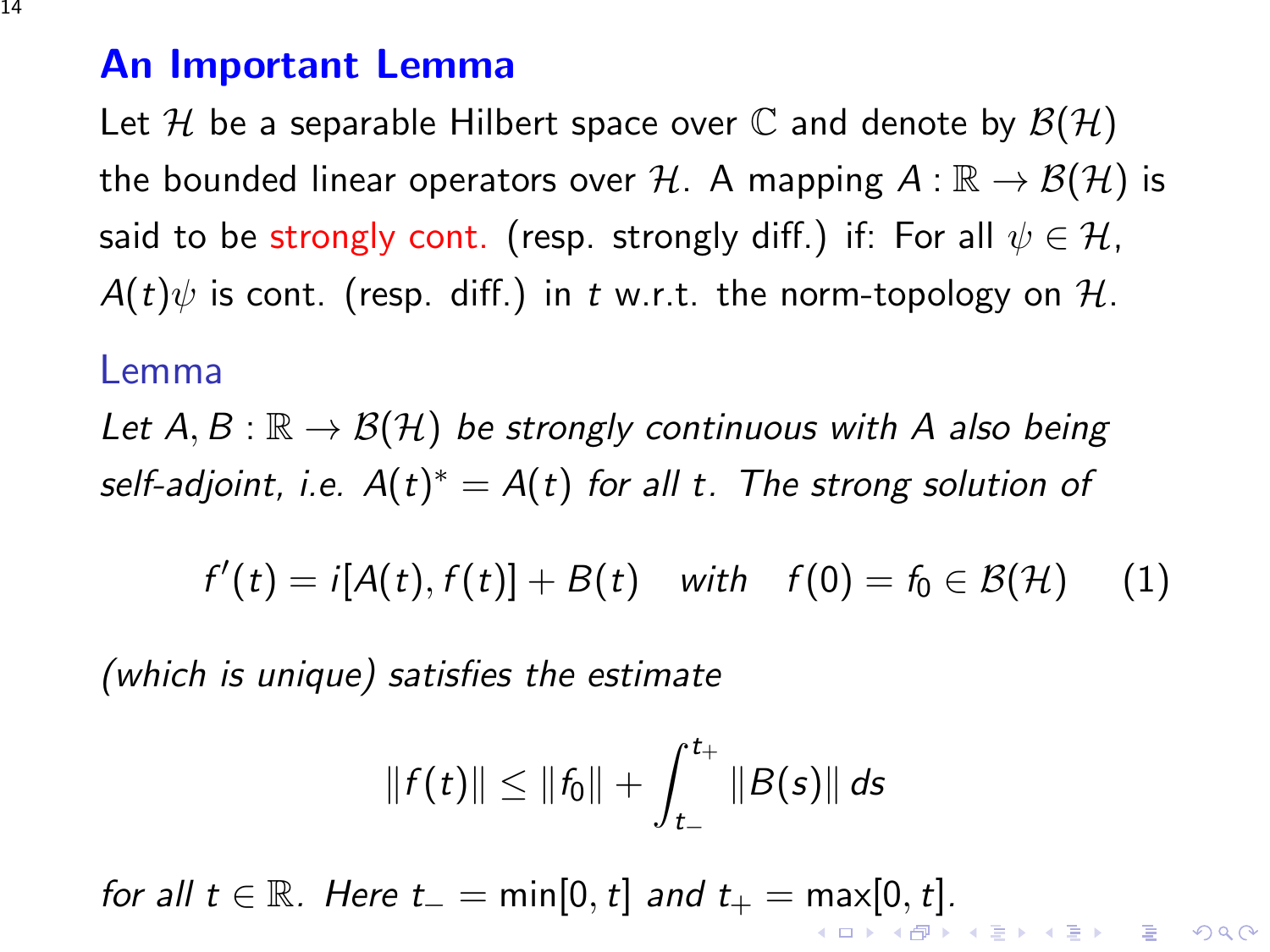## An Important Lemma

Let $\mathcal{H}$ be a separable Hilbert space over $\mathbb{C}$ and denote by $\mathcal{B}(\mathcal{H})$ the bounded linear operators over $\mathcal{H}$. A mapping $A : \mathbb{R} \to \mathcal{B}(\mathcal{H})$ is said to be strongly cont. (resp. strongly diff.) if: For all $\psi \in \mathcal{H}$, $A(t)\psi$ is cont. (resp. diff.) in $t$ w.r.t. the norm-topology on $\mathcal{H}$.

### Lemma

*Let $A, B : \mathbb{R} \to \mathcal{B}(\mathcal{H})$ be strongly continuous with $A$ also being self-adjoint, i.e. $A(t)^* = A(t)$ for all $t$. The strong solution of*

$$f'(t) = i[A(t), f(t)] + B(t) \quad \textit{with} \quad f(0) = f_0 \in \mathcal{B}(\mathcal{H}) \tag{1}$$

*(which is unique) satisfies the estimate*

$$\|f(t)\| \leq \|f_0\| + \int_{t_-}^{t_+} \|B(s)\| \, ds$$

*for all $t \in \mathbb{R}$. Here $t_- = \min[0, t]$ and $t_+ = \max[0, t]$.*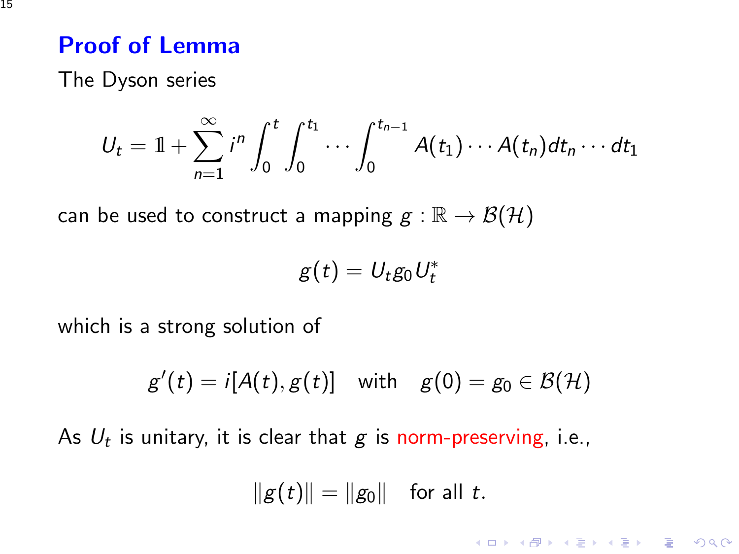## Proof of Lemma

The Dyson series

$$U_t = \mathbb{1} + \sum_{n=1}^{\infty} i^n \int_0^t \int_0^{t_1} \cdots \int_0^{t_{n-1}} A(t_1) \cdots A(t_n) dt_n \cdots dt_1$$

can be used to construct a mapping $g : \mathbb{R} \to \mathcal{B}(\mathcal{H})$

$$g(t) = U_t g_0 U_t^*$$

which is a strong solution of

$$g'(t) = i[A(t), g(t)] \quad \text{with} \quad g(0) = g_0 \in \mathcal{B}(\mathcal{H})$$

As $U_t$ is unitary, it is clear that $g$ is norm-preserving, i.e.,

$$\|g(t)\| = \|g_0\| \quad \text{for all } t.$$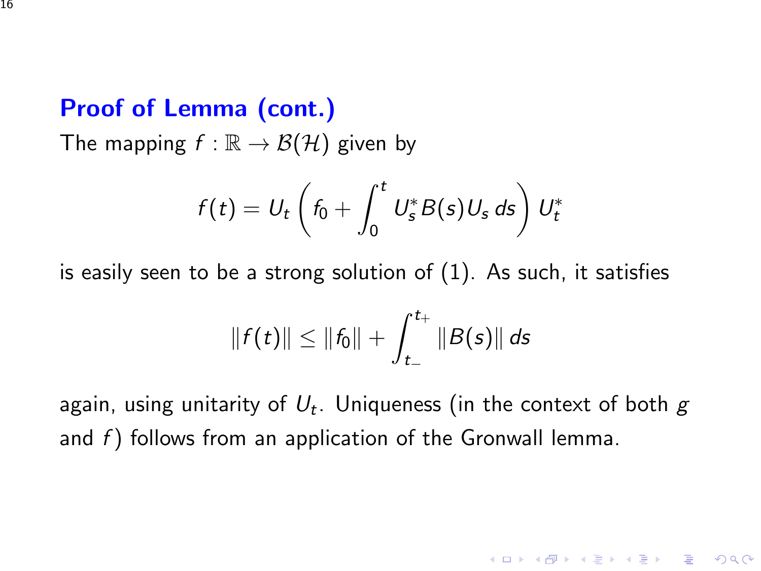## Proof of Lemma (cont.)

The mapping $f : \mathbb{R} \to \mathcal{B}(\mathcal{H})$ given by

$$f(t) = U_t \left( f_0 + \int_0^t U_s^* B(s) U_s \, ds \right) U_t^*$$

is easily seen to be a strong solution of (1). As such, it satisfies

$$\|f(t)\| \leq \|f_0\| + \int_{t_-}^{t_+} \|B(s)\| \, ds$$

again, using unitarity of $U_t$. Uniqueness (in the context of both $g$ and $f$) follows from an application of the Gronwall lemma.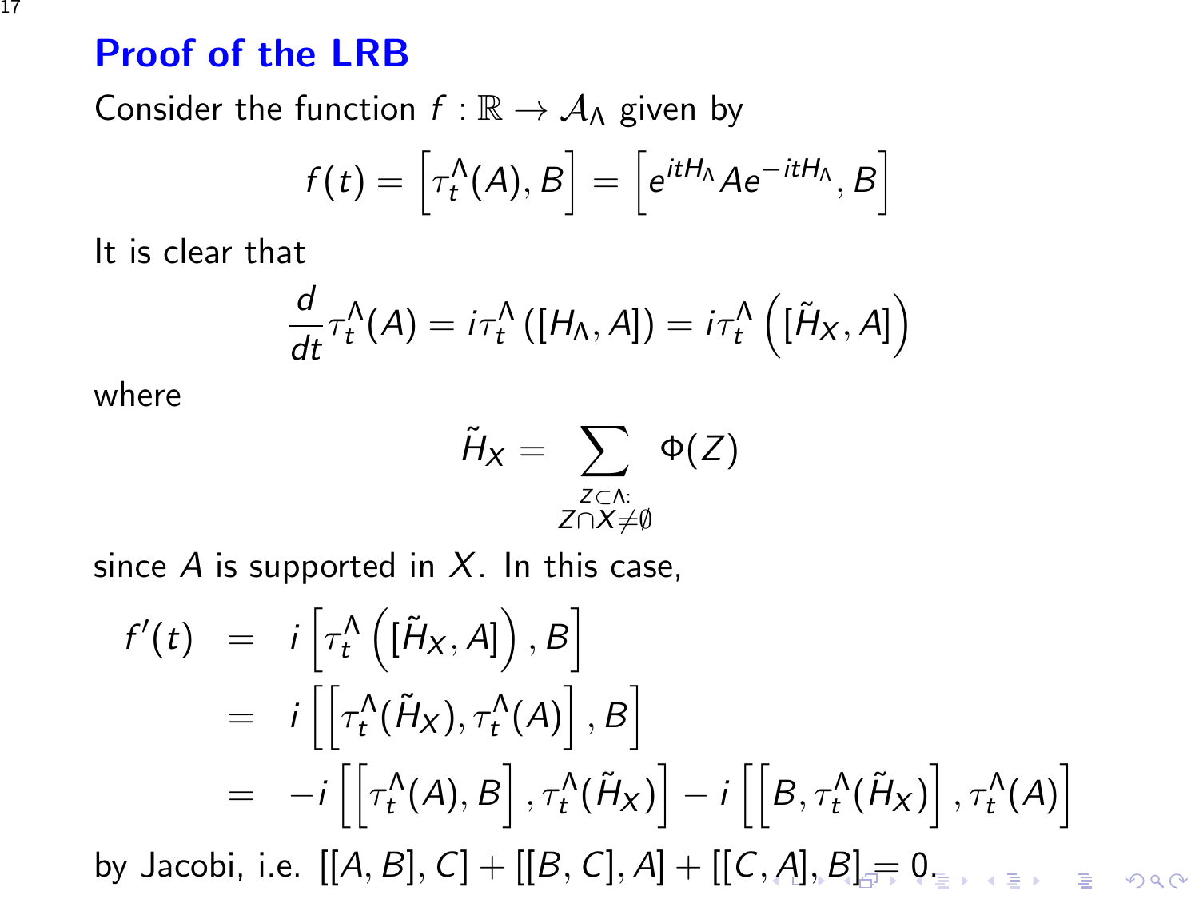# Proof of the LRB

Consider the function $f : \mathbb{R} \to \mathcal{A}_\Lambda$ given by

$$f(t) = \left[\tau_t^\Lambda(A), B\right] = \left[e^{itH_\Lambda} A e^{-itH_\Lambda}, B\right]$$

It is clear that

$$\frac{d}{dt}\tau_t^\Lambda(A) = i\tau_t^\Lambda\left([H_\Lambda, A]\right) = i\tau_t^\Lambda\left([\tilde{H}_X, A]\right)$$

where

$$\tilde{H}_X = \sum_{\substack{Z \subset \Lambda: \\ Z \cap X \neq \emptyset}} \Phi(Z)$$

since $A$ is supported in $X$. In this case,

$$\begin{aligned}
f'(t) &= i\left[\tau_t^\Lambda\left([\tilde{H}_X, A]\right), B\right] \\
&= i\left[\left[\tau_t^\Lambda(\tilde{H}_X), \tau_t^\Lambda(A)\right], B\right] \\
&= -i\left[\left[\tau_t^\Lambda(A), B\right], \tau_t^\Lambda(\tilde{H}_X)\right] - i\left[\left[B, \tau_t^\Lambda(\tilde{H}_X)\right], \tau_t^\Lambda(A)\right]
\end{aligned}$$

by Jacobi, i.e. $[[A, B], C] + [[B, C], A] + [[C, A], B] = 0$.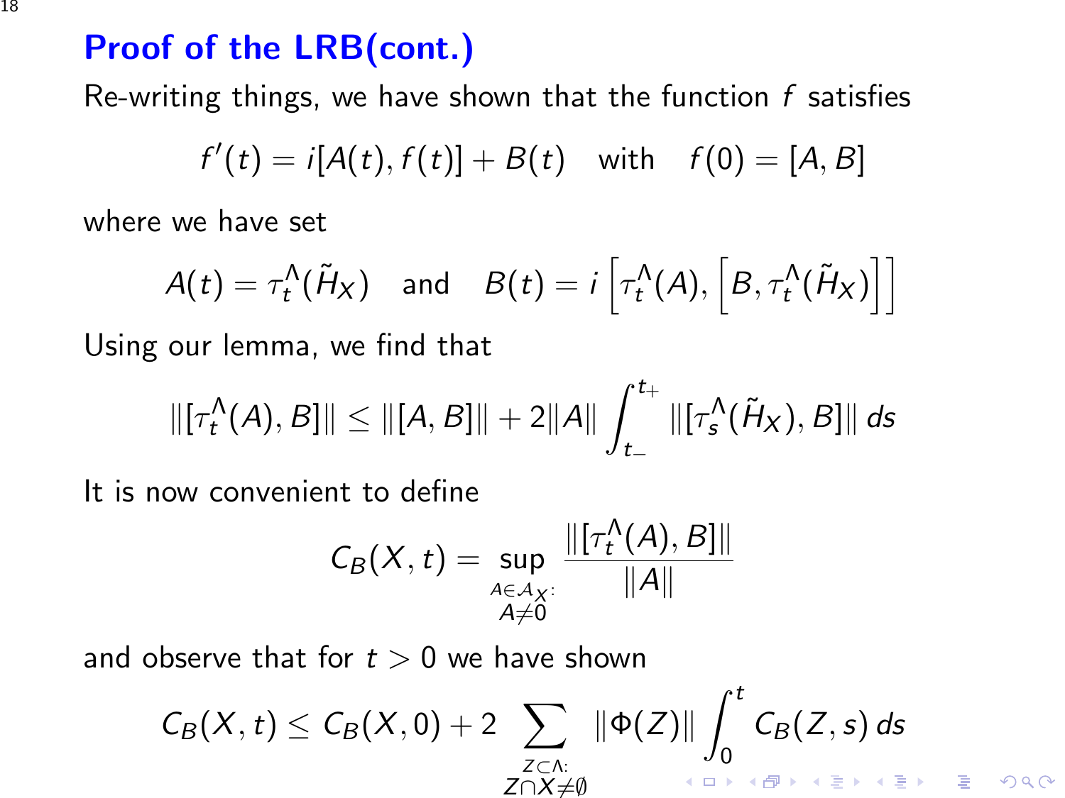# Proof of the LRB(cont.)

Re-writing things, we have shown that the function $f$ satisfies

$$f'(t) = i[A(t), f(t)] + B(t) \quad \text{with} \quad f(0) = [A, B]$$

where we have set

$$A(t) = \tau_t^\Lambda(\tilde{H}_X) \quad \text{and} \quad B(t) = i\left[\tau_t^\Lambda(A), \left[B, \tau_t^\Lambda(\tilde{H}_X)\right]\right]$$

Using our lemma, we find that

$$\|[\tau_t^\Lambda(A), B]\| \leq \|[A, B]\| + 2\|A\| \int_{t_-}^{t_+} \|[\tau_s^\Lambda(\tilde{H}_X), B]\| \, ds$$

It is now convenient to define

$$C_B(X, t) = \sup_{\substack{A \in \mathcal{A}_X: \\ A \neq 0}} \frac{\|[\tau_t^\Lambda(A), B]\|}{\|A\|}$$

and observe that for $t > 0$ we have shown

$$C_B(X, t) \leq C_B(X, 0) + 2 \sum_{\substack{Z \subset \Lambda: \\ Z \cap X \neq \emptyset}} \|\Phi(Z)\| \int_0^t C_B(Z, s) \, ds$$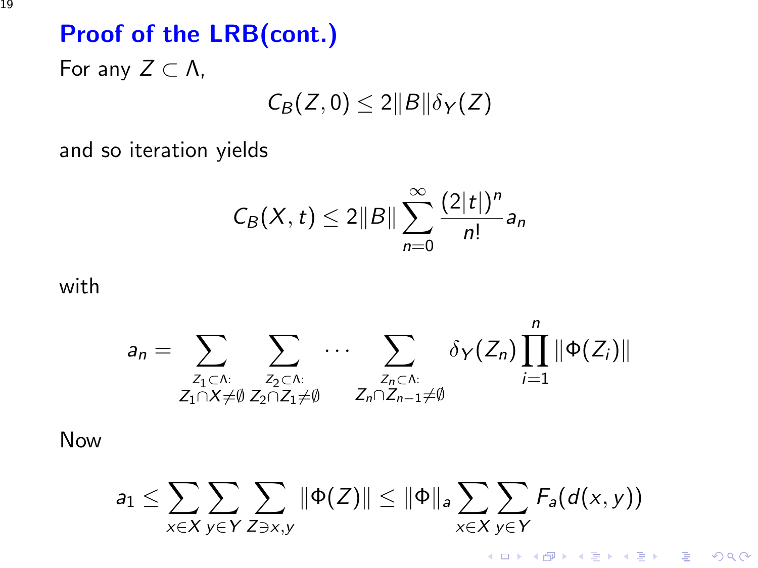# Proof of the LRB(cont.)

For any $Z \subset \Lambda$,

$$C_B(Z, 0) \leq 2\|B\|\delta_Y(Z)$$

and so iteration yields

$$C_B(X, t) \leq 2\|B\| \sum_{n=0}^{\infty} \frac{(2|t|)^n}{n!} a_n$$

with

$$a_n = \sum_{\substack{Z_1 \subset \Lambda: \\ Z_1 \cap X \neq \emptyset}} \sum_{\substack{Z_2 \subset \Lambda: \\ Z_2 \cap Z_1 \neq \emptyset}} \cdots \sum_{\substack{Z_n \subset \Lambda: \\ Z_n \cap Z_{n-1} \neq \emptyset}} \delta_Y(Z_n) \prod_{i=1}^{n} \|\Phi(Z_i)\|$$

Now

$$a_1 \leq \sum_{x \in X} \sum_{y \in Y} \sum_{Z \ni x, y} \|\Phi(Z)\| \leq \|\Phi\|_a \sum_{x \in X} \sum_{y \in Y} F_a(d(x, y))$$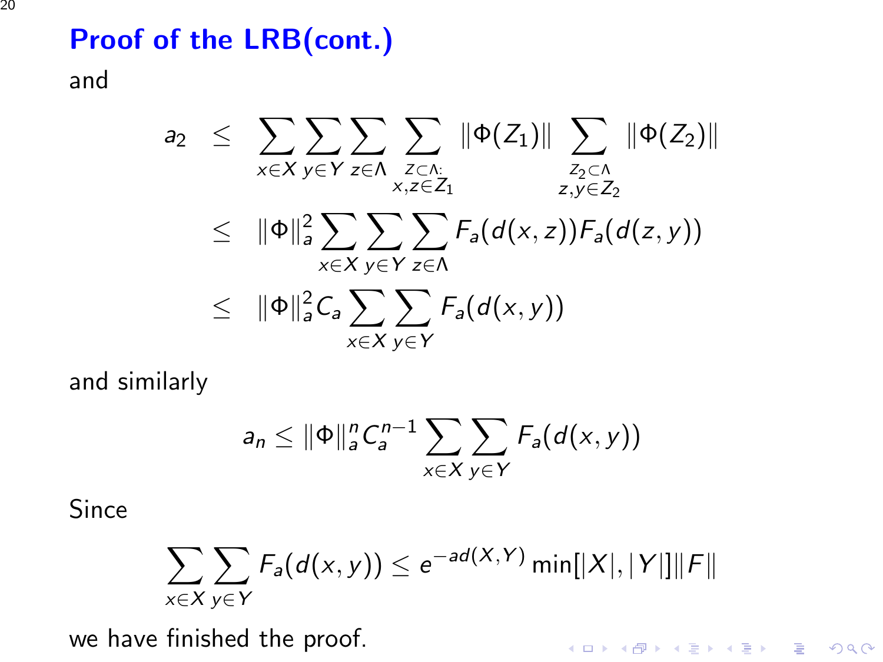## Proof of the LRB(cont.)

and

$$
\begin{aligned}
a_2 &\leq \sum_{x\in X}\sum_{y\in Y}\sum_{z\in\Lambda}\sum_{\substack{Z\subset\Lambda:\\ x,z\in Z_1}} \|\Phi(Z_1)\| \sum_{\substack{Z_2\subset\Lambda\\ z,y\in Z_2}} \|\Phi(Z_2)\| \\
&\leq \|\Phi\|_a^2 \sum_{x\in X}\sum_{y\in Y}\sum_{z\in\Lambda} F_a(d(x,z))F_a(d(z,y)) \\
&\leq \|\Phi\|_a^2 C_a \sum_{x\in X}\sum_{y\in Y} F_a(d(x,y))
\end{aligned}
$$

and similarly

$$
a_n \leq \|\Phi\|_a^n C_a^{n-1} \sum_{x\in X}\sum_{y\in Y} F_a(d(x,y))
$$

Since

$$
\sum_{x\in X}\sum_{y\in Y} F_a(d(x,y)) \leq e^{-ad(X,Y)} \min[|X|,|Y|]\|F\|
$$

we have finished the proof.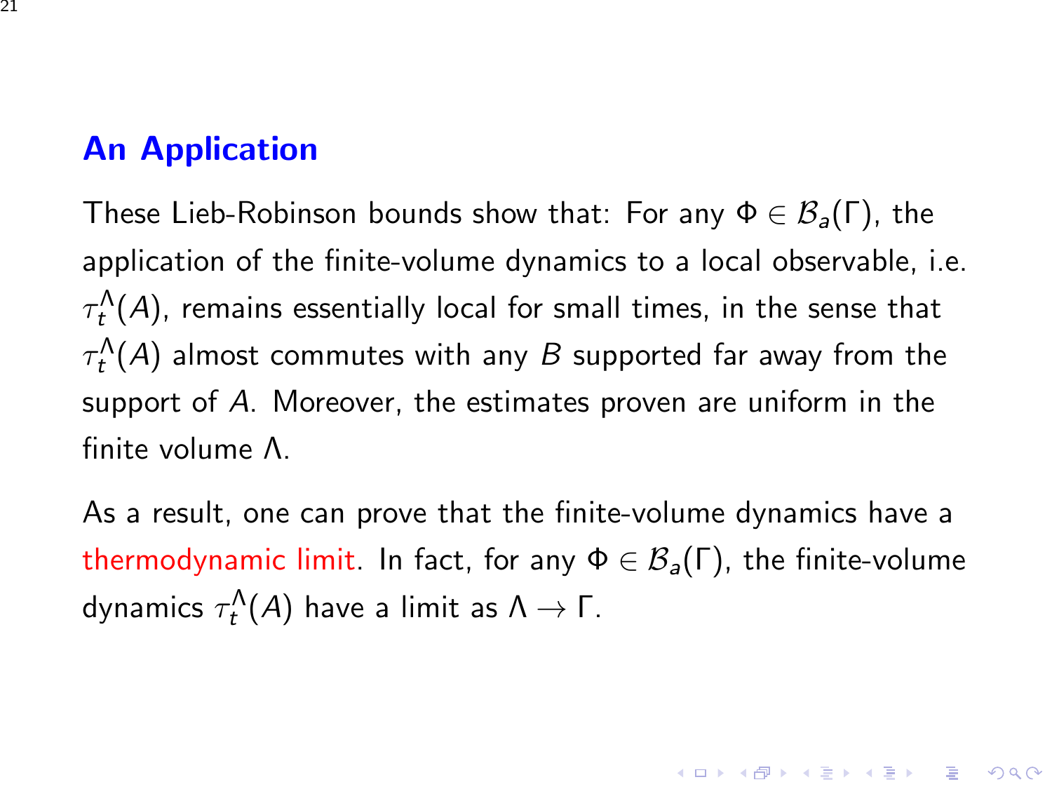## An Application

These Lieb-Robinson bounds show that: For any $\Phi \in \mathcal{B}_a(\Gamma)$, the application of the finite-volume dynamics to a local observable, i.e. $\tau_t^\Lambda(A)$, remains essentially local for small times, in the sense that $\tau_t^\Lambda(A)$ almost commutes with any $B$ supported far away from the support of $A$. Moreover, the estimates proven are uniform in the finite volume $\Lambda$.

As a result, one can prove that the finite-volume dynamics have a thermodynamic limit. In fact, for any $\Phi \in \mathcal{B}_a(\Gamma)$, the finite-volume dynamics $\tau_t^\Lambda(A)$ have a limit as $\Lambda \to \Gamma$.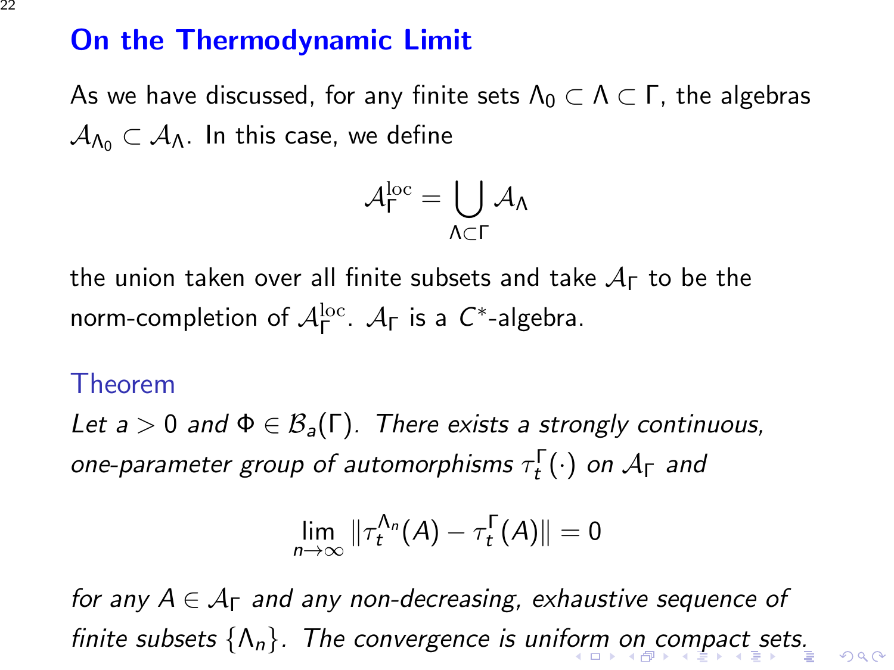# On the Thermodynamic Limit

As we have discussed, for any finite sets $\Lambda_0 \subset \Lambda \subset \Gamma$, the algebras $\mathcal{A}_{\Lambda_0} \subset \mathcal{A}_\Lambda$. In this case, we define

$$\mathcal{A}_\Gamma^{\mathrm{loc}} = \bigcup_{\Lambda \subset \Gamma} \mathcal{A}_\Lambda$$

the union taken over all finite subsets and take $\mathcal{A}_\Gamma$ to be the norm-completion of $\mathcal{A}_\Gamma^{\mathrm{loc}}$. $\mathcal{A}_\Gamma$ is a $C^*$-algebra.

### Theorem

*Let $a > 0$ and $\Phi \in \mathcal{B}_a(\Gamma)$. There exists a strongly continuous, one-parameter group of automorphisms $\tau_t^\Gamma(\cdot)$ on $\mathcal{A}_\Gamma$ and*

$$\lim_{n \to \infty} \| \tau_t^{\Lambda_n}(A) - \tau_t^\Gamma(A) \| = 0$$

*for any $A \in \mathcal{A}_\Gamma$ and any non-decreasing, exhaustive sequence of finite subsets $\{\Lambda_n\}$. The convergence is uniform on compact sets.*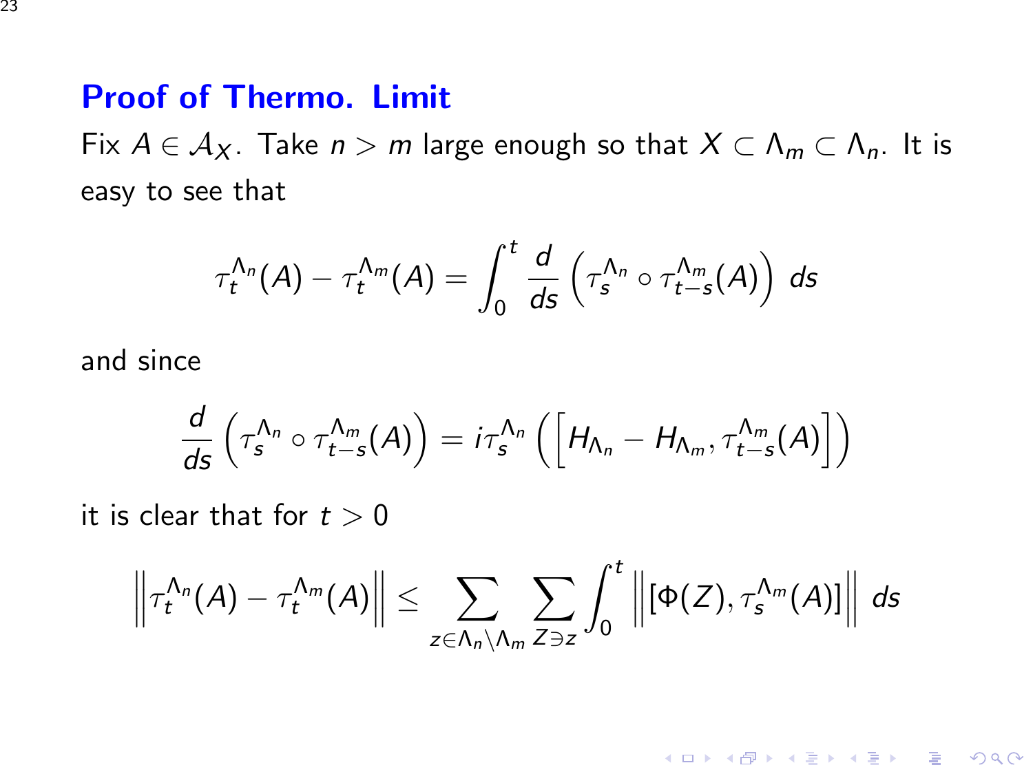# Proof of Thermo. Limit

Fix $A \in \mathcal{A}_X$. Take $n > m$ large enough so that $X \subset \Lambda_m \subset \Lambda_n$. It is easy to see that

$$\tau_t^{\Lambda_n}(A) - \tau_t^{\Lambda_m}(A) = \int_0^t \frac{d}{ds}\left(\tau_s^{\Lambda_n} \circ \tau_{t-s}^{\Lambda_m}(A)\right)\, ds$$

and since

$$\frac{d}{ds}\left(\tau_s^{\Lambda_n} \circ \tau_{t-s}^{\Lambda_m}(A)\right) = i\tau_s^{\Lambda_n}\left(\left[H_{\Lambda_n} - H_{\Lambda_m}, \tau_{t-s}^{\Lambda_m}(A)\right]\right)$$

it is clear that for $t > 0$

$$\left\|\tau_t^{\Lambda_n}(A) - \tau_t^{\Lambda_m}(A)\right\| \leq \sum_{z \in \Lambda_n \setminus \Lambda_m} \sum_{Z \ni z} \int_0^t \left\|[\Phi(Z), \tau_s^{\Lambda_m}(A)]\right\|\, ds$$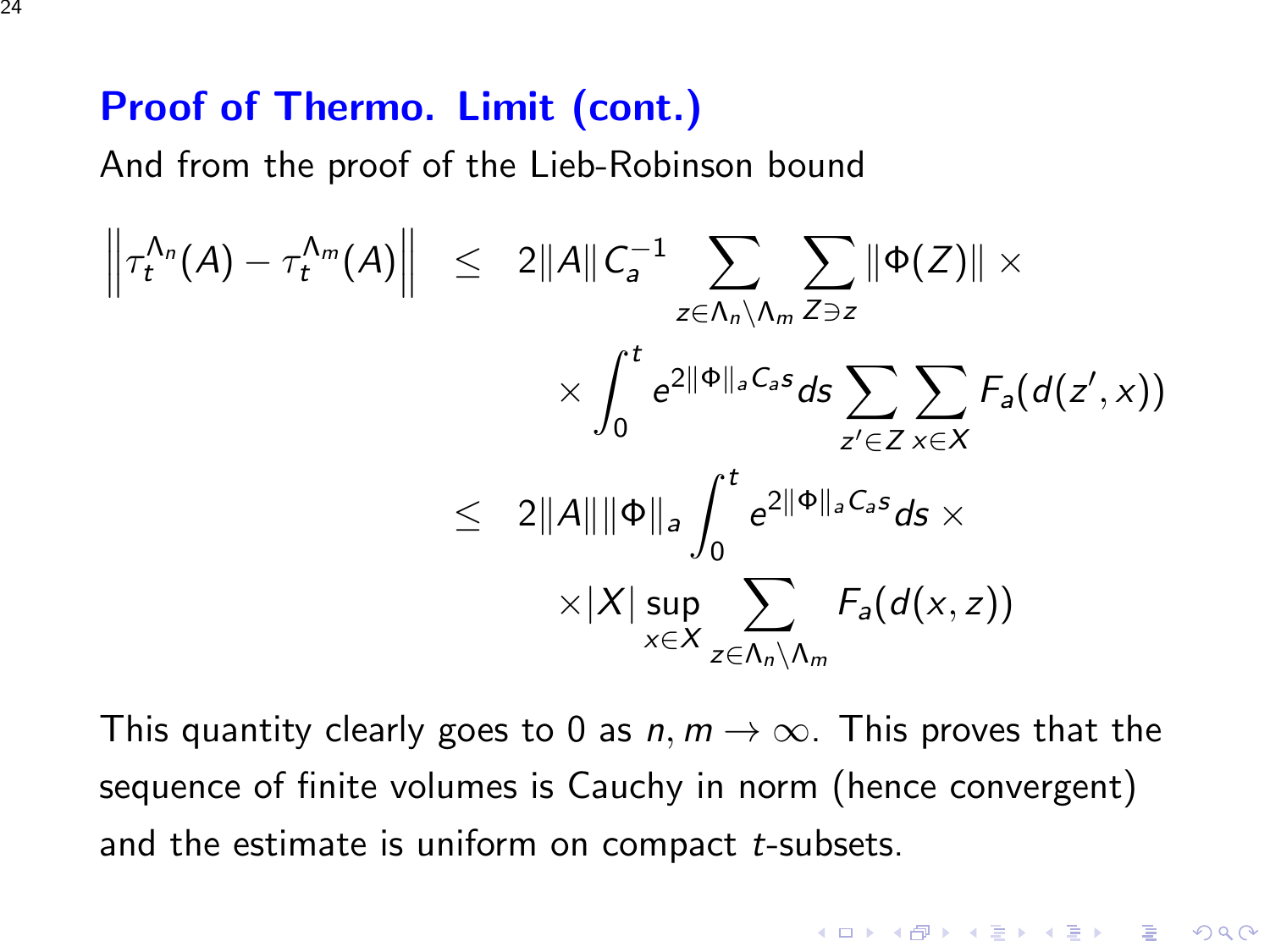## Proof of Thermo. Limit (cont.)

And from the proof of the Lieb-Robinson bound

$$
\begin{aligned}
\left\| \tau_t^{\Lambda_n}(A) - \tau_t^{\Lambda_m}(A) \right\| &\leq 2\|A\| C_a^{-1} \sum_{z \in \Lambda_n \setminus \Lambda_m} \sum_{Z \ni z} \|\Phi(Z)\| \times \\
&\qquad \times \int_0^t e^{2\|\Phi\|_a C_a s} ds \sum_{z' \in Z} \sum_{x \in X} F_a(d(z', x)) \\
&\leq 2\|A\| \|\Phi\|_a \int_0^t e^{2\|\Phi\|_a C_a s} ds \times \\
&\qquad \times |X| \sup_{x \in X} \sum_{z \in \Lambda_n \setminus \Lambda_m} F_a(d(x, z))
\end{aligned}
$$

This quantity clearly goes to 0 as $n, m \to \infty$. This proves that the sequence of finite volumes is Cauchy in norm (hence convergent) and the estimate is uniform on compact $t$-subsets.